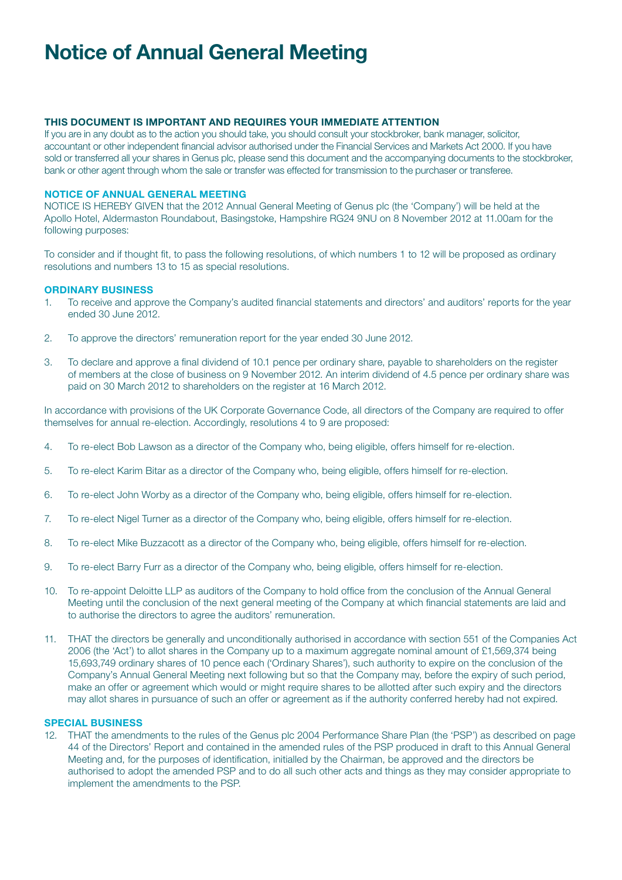# Notice of Annual General Meeting

**THIS DOCUMENT IS IMPORTANT AND REQUIRES YOUR IMMEDIATE ATTENTION**

If you are in any doubt as to the action you should take, you should consult your stockbroker, bank manager, solicitor, accountant or other independent financial advisor authorised under the Financial Services and Markets Act 2000. If you have sold or transferred all your shares in Genus plc, please send this document and the accompanying documents to the stockbroker, bank or other agent through whom the sale or transfer was effected for transmission to the purchaser or transferee.

**NOTICE OF ANNUAL GENERAL MEETING**

NOTICE IS HEREBY GIVEN that the 2012 Annual General Meeting of Genus plc (the 'Company') will be held at the Apollo Hotel, Aldermaston Roundabout, Basingstoke, Hampshire RG24 9NU on 8 November 2012 at 11.00am for the following purposes:

To consider and if thought fit, to pass the following resolutions, of which numbers 1 to 12 will be proposed as ordinary resolutions and numbers 13 to 15 as special resolutions.

**ORDINARY BUSINESS**

1. To receive and approve the Company's audited financial statements and directors' and auditors' reports for the year ended 30 June 2012.

2. To approve the directors' remuneration report for the year ended 30 June 2012.

3. To declare and approve a final dividend of 10.1 pence per ordinary share, payable to shareholders on the register of members at the close of business on 9 November 2012. An interim dividend of 4.5 pence per ordinary share was paid on 30 March 2012 to shareholders on the register at 16 March 2012.

In accordance with provisions of the UK Corporate Governance Code, all directors of the Company are required to offer themselves for annual re-election. Accordingly, resolutions 4 to 9 are proposed:

4. To re-elect Bob Lawson as a director of the Company who, being eligible, offers himself for re-election.

5. To re-elect Karim Bitar as a director of the Company who, being eligible, offers himself for re-election.

6. To re-elect John Worby as a director of the Company who, being eligible, offers himself for re-election.

7. To re-elect Nigel Turner as a director of the Company who, being eligible, offers himself for re-election.

8. To re-elect Mike Buzzacott as a director of the Company who, being eligible, offers himself for re-election.

9. To re-elect Barry Furr as a director of the Company who, being eligible, offers himself for re-election.

10. To re-appoint Deloitte LLP as auditors of the Company to hold office from the conclusion of the Annual General Meeting until the conclusion of the next general meeting of the Company at which financial statements are laid and to authorise the directors to agree the auditors' remuneration.

11. THAT the directors be generally and unconditionally authorised in accordance with section 551 of the Companies Act 2006 (the 'Act') to allot shares in the Company up to a maximum aggregate nominal amount of £1,569,374 being 15,693,749 ordinary shares of 10 pence each ('Ordinary Shares'), such authority to expire on the conclusion of the Company's Annual General Meeting next following but so that the Company may, before the expiry of such period, make an offer or agreement which would or might require shares to be allotted after such expiry and the directors may allot shares in pursuance of such an offer or agreement as if the authority conferred hereby had not expired.

**SPECIAL BUSINESS**

12. THAT the amendments to the rules of the Genus plc 2004 Performance Share Plan (the 'PSP') as described on page 44 of the Directors' Report and contained in the amended rules of the PSP produced in draft to this Annual General Meeting and, for the purposes of identification, initialled by the Chairman, be approved and the directors be authorised to adopt the amended PSP and to do all such other acts and things as they may consider appropriate to implement the amendments to the PSP.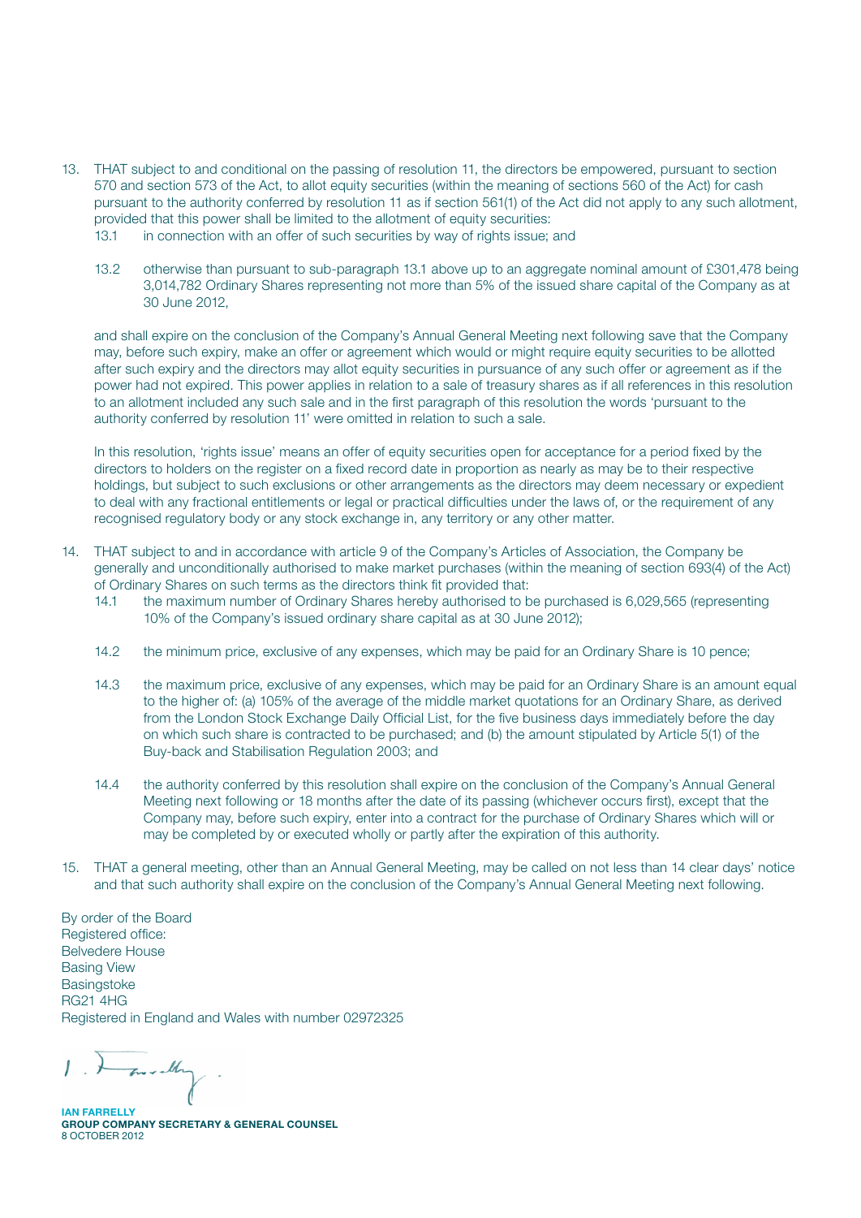13. THAT subject to and conditional on the passing of resolution 11, the directors be empowered, pursuant to section 570 and section 573 of the Act, to allot equity securities (within the meaning of sections 560 of the Act) for cash pursuant to the authority conferred by resolution 11 as if section 561(1) of the Act did not apply to any such allotment, provided that this power shall be limited to the allotment of equity securities:
    - 13.1 in connection with an offer of such securities by way of rights issue; and
    - 13.2 otherwise than pursuant to sub-paragraph 13.1 above up to an aggregate nominal amount of £301,478 being 3,014,782 Ordinary Shares representing not more than 5% of the issued share capital of the Company as at 30 June 2012,

    and shall expire on the conclusion of the Company's Annual General Meeting next following save that the Company may, before such expiry, make an offer or agreement which would or might require equity securities to be allotted after such expiry and the directors may allot equity securities in pursuance of any such offer or agreement as if the power had not expired. This power applies in relation to a sale of treasury shares as if all references in this resolution to an allotment included any such sale and in the first paragraph of this resolution the words 'pursuant to the authority conferred by resolution 11' were omitted in relation to such a sale.

    In this resolution, 'rights issue' means an offer of equity securities open for acceptance for a period fixed by the directors to holders on the register on a fixed record date in proportion as nearly as may be to their respective holdings, but subject to such exclusions or other arrangements as the directors may deem necessary or expedient to deal with any fractional entitlements or legal or practical difficulties under the laws of, or the requirement of any recognised regulatory body or any stock exchange in, any territory or any other matter.

14. THAT subject to and in accordance with article 9 of the Company's Articles of Association, the Company be generally and unconditionally authorised to make market purchases (within the meaning of section 693(4) of the Act) of Ordinary Shares on such terms as the directors think fit provided that:
    - 14.1 the maximum number of Ordinary Shares hereby authorised to be purchased is 6,029,565 (representing 10% of the Company's issued ordinary share capital as at 30 June 2012);
    - 14.2 the minimum price, exclusive of any expenses, which may be paid for an Ordinary Share is 10 pence;
    - 14.3 the maximum price, exclusive of any expenses, which may be paid for an Ordinary Share is an amount equal to the higher of: (a) 105% of the average of the middle market quotations for an Ordinary Share, as derived from the London Stock Exchange Daily Official List, for the five business days immediately before the day on which such share is contracted to be purchased; and (b) the amount stipulated by Article 5(1) of the Buy-back and Stabilisation Regulation 2003; and
    - 14.4 the authority conferred by this resolution shall expire on the conclusion of the Company's Annual General Meeting next following or 18 months after the date of its passing (whichever occurs first), except that the Company may, before such expiry, enter into a contract for the purchase of Ordinary Shares which will or may be completed by or executed wholly or partly after the expiration of this authority.

15. THAT a general meeting, other than an Annual General Meeting, may be called on not less than 14 clear days' notice and that such authority shall expire on the conclusion of the Company's Annual General Meeting next following.

By order of the Board
Registered office:
Belvedere House
Basing View
Basingstoke
RG21 4HG
Registered in England and Wales with number 02972325

**IAN FARRELLY**
**GROUP COMPANY SECRETARY & GENERAL COUNSEL**
8 OCTOBER 2012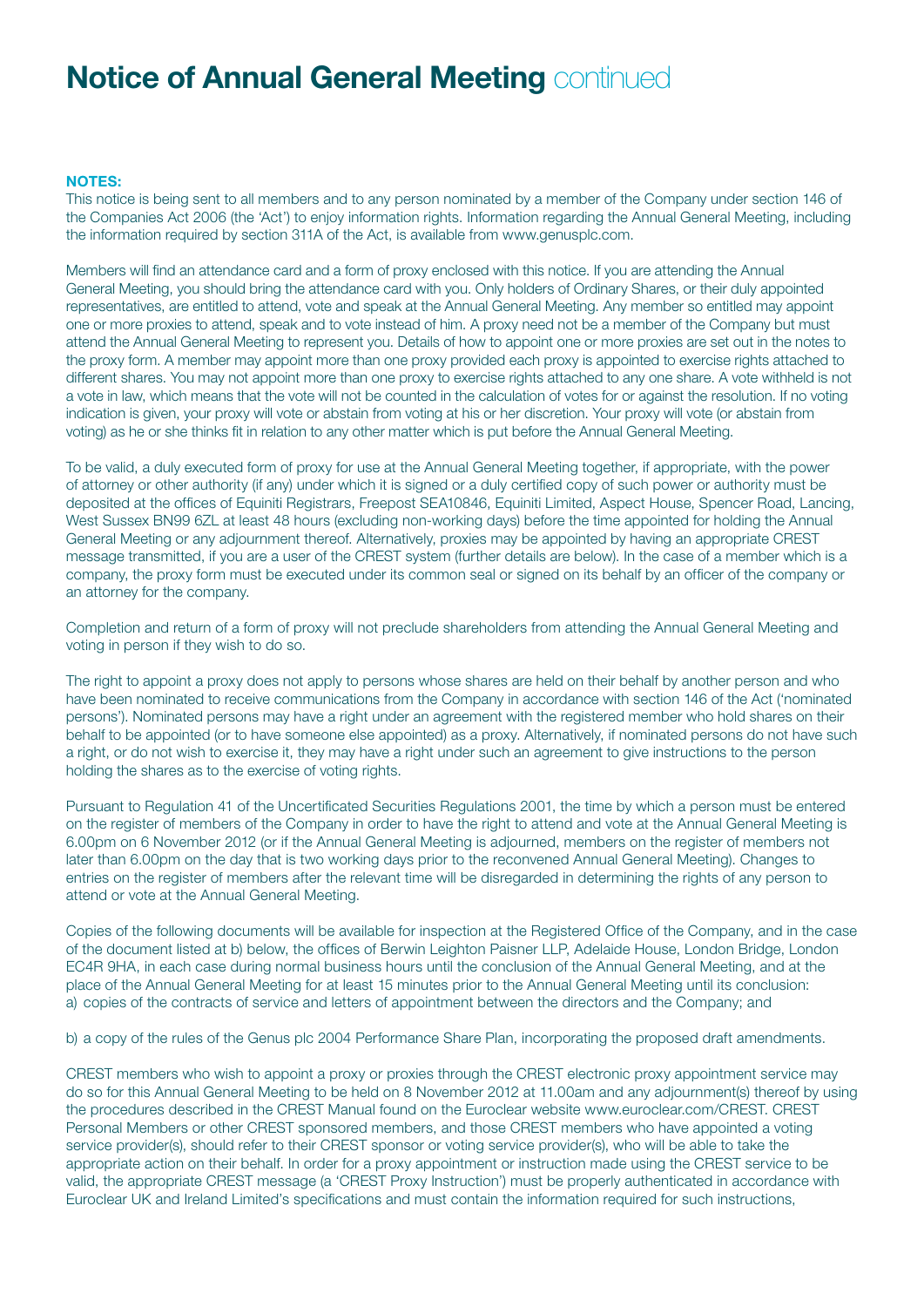# Notice of Annual General Meeting continued

**NOTES:**

This notice is being sent to all members and to any person nominated by a member of the Company under section 146 of the Companies Act 2006 (the 'Act') to enjoy information rights. Information regarding the Annual General Meeting, including the information required by section 311A of the Act, is available from www.genusplc.com.

Members will find an attendance card and a form of proxy enclosed with this notice. If you are attending the Annual General Meeting, you should bring the attendance card with you. Only holders of Ordinary Shares, or their duly appointed representatives, are entitled to attend, vote and speak at the Annual General Meeting. Any member so entitled may appoint one or more proxies to attend, speak and to vote instead of him. A proxy need not be a member of the Company but must attend the Annual General Meeting to represent you. Details of how to appoint one or more proxies are set out in the notes to the proxy form. A member may appoint more than one proxy provided each proxy is appointed to exercise rights attached to different shares. You may not appoint more than one proxy to exercise rights attached to any one share. A vote withheld is not a vote in law, which means that the vote will not be counted in the calculation of votes for or against the resolution. If no voting indication is given, your proxy will vote or abstain from voting at his or her discretion. Your proxy will vote (or abstain from voting) as he or she thinks fit in relation to any other matter which is put before the Annual General Meeting.

To be valid, a duly executed form of proxy for use at the Annual General Meeting together, if appropriate, with the power of attorney or other authority (if any) under which it is signed or a duly certified copy of such power or authority must be deposited at the offices of Equiniti Registrars, Freepost SEA10846, Equiniti Limited, Aspect House, Spencer Road, Lancing, West Sussex BN99 6ZL at least 48 hours (excluding non-working days) before the time appointed for holding the Annual General Meeting or any adjournment thereof. Alternatively, proxies may be appointed by having an appropriate CREST message transmitted, if you are a user of the CREST system (further details are below). In the case of a member which is a company, the proxy form must be executed under its common seal or signed on its behalf by an officer of the company or an attorney for the company.

Completion and return of a form of proxy will not preclude shareholders from attending the Annual General Meeting and voting in person if they wish to do so.

The right to appoint a proxy does not apply to persons whose shares are held on their behalf by another person and who have been nominated to receive communications from the Company in accordance with section 146 of the Act ('nominated persons'). Nominated persons may have a right under an agreement with the registered member who hold shares on their behalf to be appointed (or to have someone else appointed) as a proxy. Alternatively, if nominated persons do not have such a right, or do not wish to exercise it, they may have a right under such an agreement to give instructions to the person holding the shares as to the exercise of voting rights.

Pursuant to Regulation 41 of the Uncertificated Securities Regulations 2001, the time by which a person must be entered on the register of members of the Company in order to have the right to attend and vote at the Annual General Meeting is 6.00pm on 6 November 2012 (or if the Annual General Meeting is adjourned, members on the register of members not later than 6.00pm on the day that is two working days prior to the reconvened Annual General Meeting). Changes to entries on the register of members after the relevant time will be disregarded in determining the rights of any person to attend or vote at the Annual General Meeting.

Copies of the following documents will be available for inspection at the Registered Office of the Company, and in the case of the document listed at b) below, the offices of Berwin Leighton Paisner LLP, Adelaide House, London Bridge, London EC4R 9HA, in each case during normal business hours until the conclusion of the Annual General Meeting, and at the place of the Annual General Meeting for at least 15 minutes prior to the Annual General Meeting until its conclusion:

a) copies of the contracts of service and letters of appointment between the directors and the Company; and

b) a copy of the rules of the Genus plc 2004 Performance Share Plan, incorporating the proposed draft amendments.

CREST members who wish to appoint a proxy or proxies through the CREST electronic proxy appointment service may do so for this Annual General Meeting to be held on 8 November 2012 at 11.00am and any adjournment(s) thereof by using the procedures described in the CREST Manual found on the Euroclear website www.euroclear.com/CREST. CREST Personal Members or other CREST sponsored members, and those CREST members who have appointed a voting service provider(s), should refer to their CREST sponsor or voting service provider(s), who will be able to take the appropriate action on their behalf. In order for a proxy appointment or instruction made using the CREST service to be valid, the appropriate CREST message (a 'CREST Proxy Instruction') must be properly authenticated in accordance with Euroclear UK and Ireland Limited's specifications and must contain the information required for such instructions,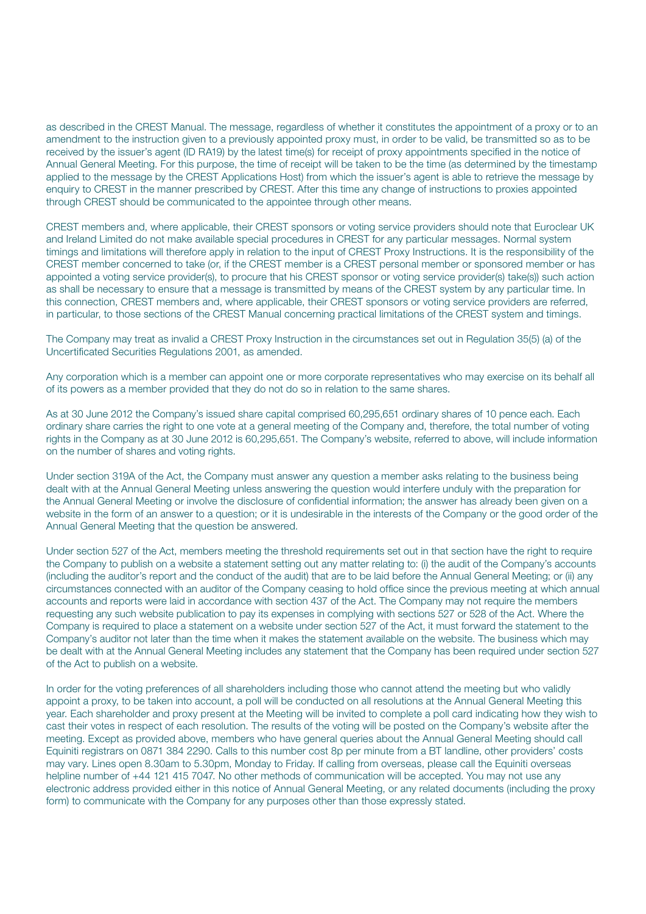as described in the CREST Manual. The message, regardless of whether it constitutes the appointment of a proxy or to an amendment to the instruction given to a previously appointed proxy must, in order to be valid, be transmitted so as to be received by the issuer's agent (ID RA19) by the latest time(s) for receipt of proxy appointments specified in the notice of Annual General Meeting. For this purpose, the time of receipt will be taken to be the time (as determined by the timestamp applied to the message by the CREST Applications Host) from which the issuer's agent is able to retrieve the message by enquiry to CREST in the manner prescribed by CREST. After this time any change of instructions to proxies appointed through CREST should be communicated to the appointee through other means.

CREST members and, where applicable, their CREST sponsors or voting service providers should note that Euroclear UK and Ireland Limited do not make available special procedures in CREST for any particular messages. Normal system timings and limitations will therefore apply in relation to the input of CREST Proxy Instructions. It is the responsibility of the CREST member concerned to take (or, if the CREST member is a CREST personal member or sponsored member or has appointed a voting service provider(s), to procure that his CREST sponsor or voting service provider(s) take(s)) such action as shall be necessary to ensure that a message is transmitted by means of the CREST system by any particular time. In this connection, CREST members and, where applicable, their CREST sponsors or voting service providers are referred, in particular, to those sections of the CREST Manual concerning practical limitations of the CREST system and timings.

The Company may treat as invalid a CREST Proxy Instruction in the circumstances set out in Regulation 35(5) (a) of the Uncertificated Securities Regulations 2001, as amended.

Any corporation which is a member can appoint one or more corporate representatives who may exercise on its behalf all of its powers as a member provided that they do not do so in relation to the same shares.

As at 30 June 2012 the Company's issued share capital comprised 60,295,651 ordinary shares of 10 pence each. Each ordinary share carries the right to one vote at a general meeting of the Company and, therefore, the total number of voting rights in the Company as at 30 June 2012 is 60,295,651. The Company's website, referred to above, will include information on the number of shares and voting rights.

Under section 319A of the Act, the Company must answer any question a member asks relating to the business being dealt with at the Annual General Meeting unless answering the question would interfere unduly with the preparation for the Annual General Meeting or involve the disclosure of confidential information; the answer has already been given on a website in the form of an answer to a question; or it is undesirable in the interests of the Company or the good order of the Annual General Meeting that the question be answered.

Under section 527 of the Act, members meeting the threshold requirements set out in that section have the right to require the Company to publish on a website a statement setting out any matter relating to: (i) the audit of the Company's accounts (including the auditor's report and the conduct of the audit) that are to be laid before the Annual General Meeting; or (ii) any circumstances connected with an auditor of the Company ceasing to hold office since the previous meeting at which annual accounts and reports were laid in accordance with section 437 of the Act. The Company may not require the members requesting any such website publication to pay its expenses in complying with sections 527 or 528 of the Act. Where the Company is required to place a statement on a website under section 527 of the Act, it must forward the statement to the Company's auditor not later than the time when it makes the statement available on the website. The business which may be dealt with at the Annual General Meeting includes any statement that the Company has been required under section 527 of the Act to publish on a website.

In order for the voting preferences of all shareholders including those who cannot attend the meeting but who validly appoint a proxy, to be taken into account, a poll will be conducted on all resolutions at the Annual General Meeting this year. Each shareholder and proxy present at the Meeting will be invited to complete a poll card indicating how they wish to cast their votes in respect of each resolution. The results of the voting will be posted on the Company's website after the meeting. Except as provided above, members who have general queries about the Annual General Meeting should call Equiniti registrars on 0871 384 2290. Calls to this number cost 8p per minute from a BT landline, other providers' costs may vary. Lines open 8.30am to 5.30pm, Monday to Friday. If calling from overseas, please call the Equiniti overseas helpline number of +44 121 415 7047. No other methods of communication will be accepted. You may not use any electronic address provided either in this notice of Annual General Meeting, or any related documents (including the proxy form) to communicate with the Company for any purposes other than those expressly stated.